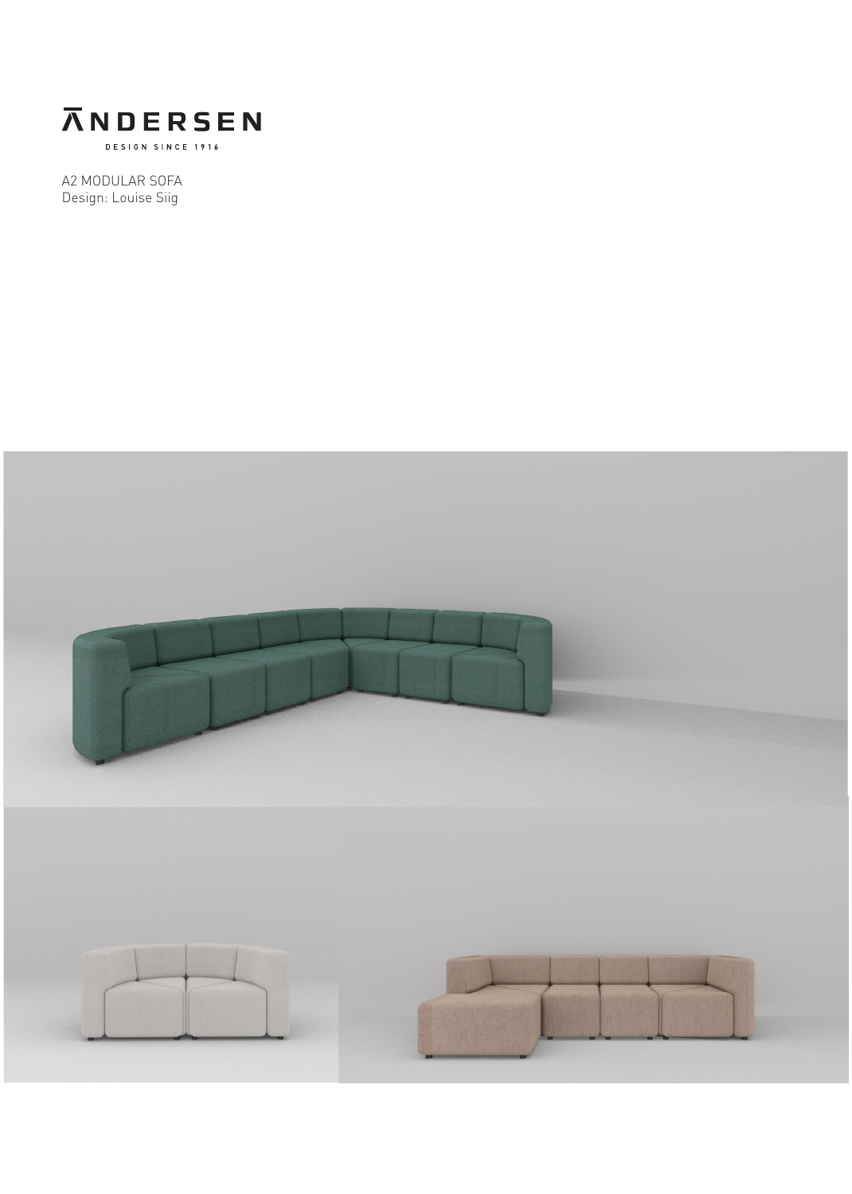# ANDERSEN

DESIGN SINCE 1916

A2 MODULAR SOFA
Design: Louise Siig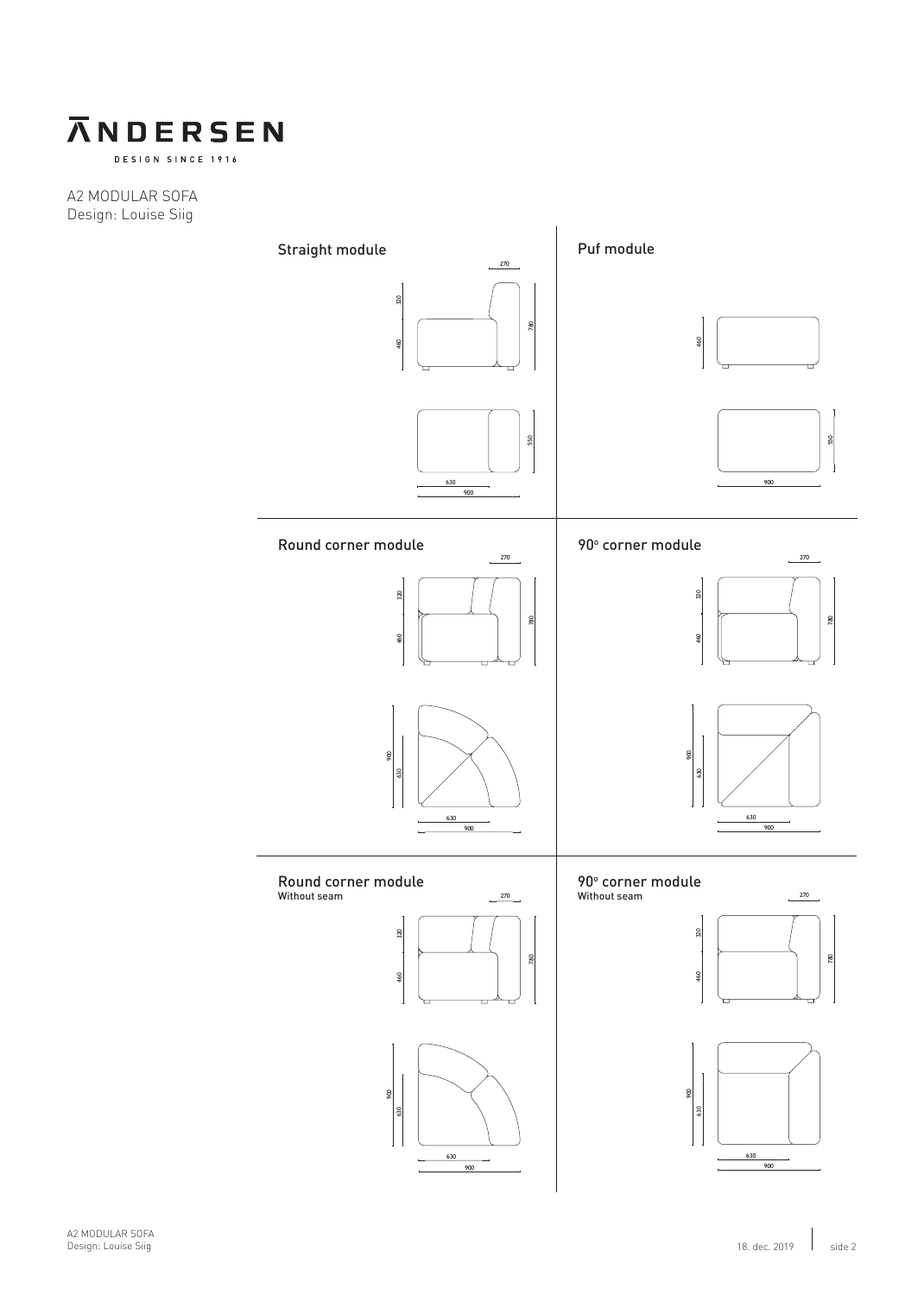# ANDERSEN

DESIGN SINCE 1916

A2 MODULAR SOFA
Design: Louise Siig

## Straight module

270

320

460

780

550

630

900

## Puf module

460

550

900

## Round corner module

270

320

460

780

900

630

630

900

## 90° corner module

270

320

460

780

900

630

630

900

## Round corner module

Without seam

270

320

460

780

900

630

630

900

## 90° corner module

Without seam

270

320

460

780

900

630

630

900

18. dec. 2019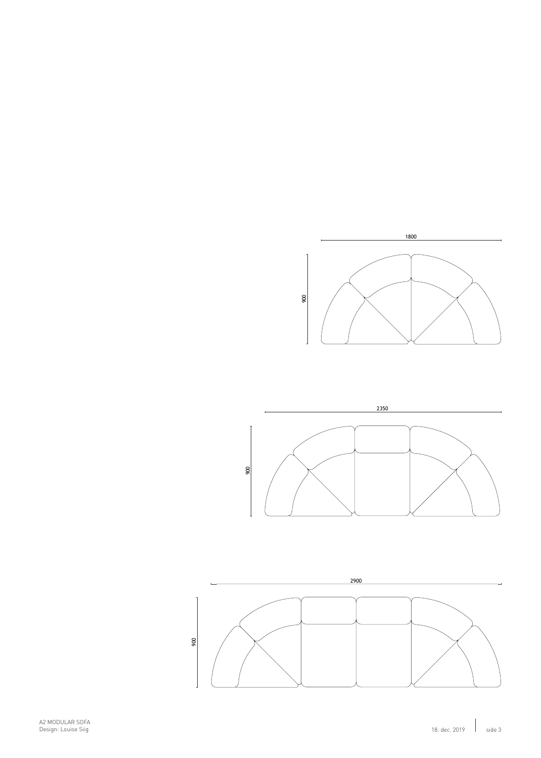1800

900

2350

900

2900

900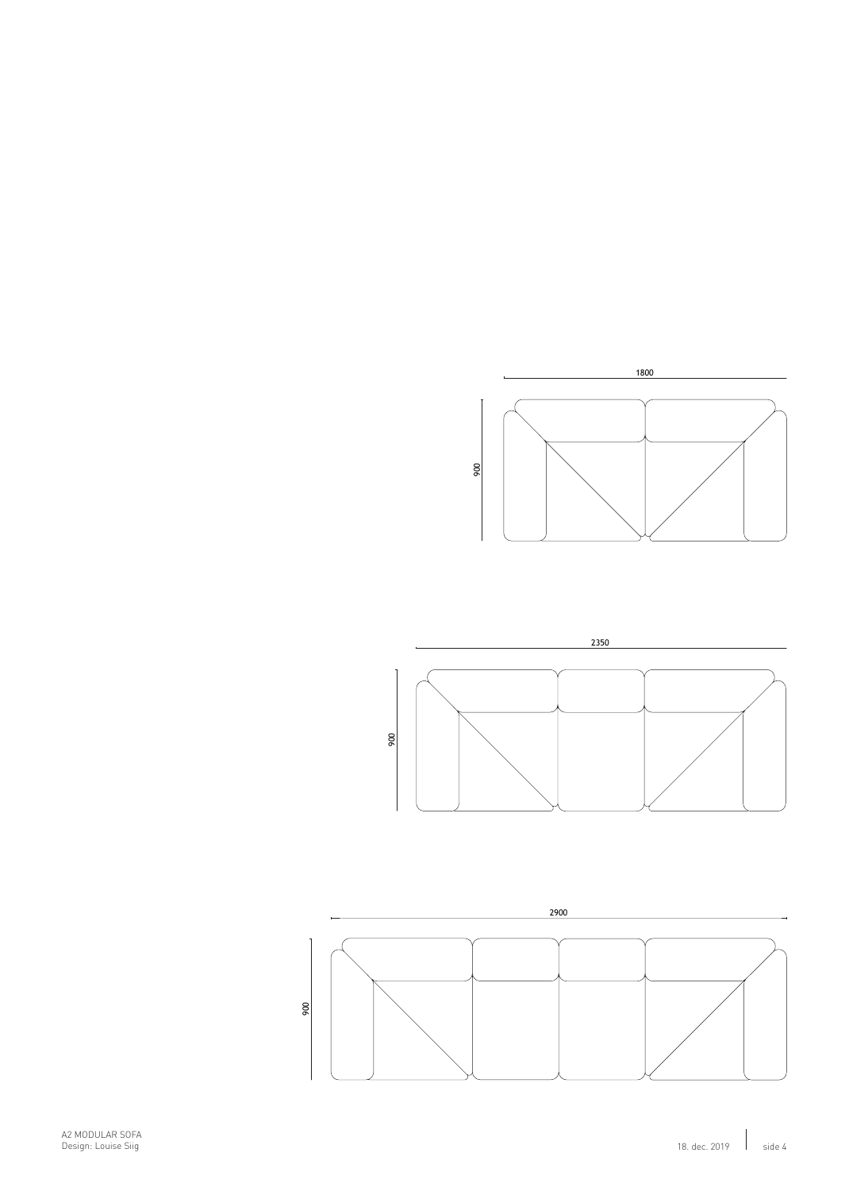1800

900

2350

900

2900

900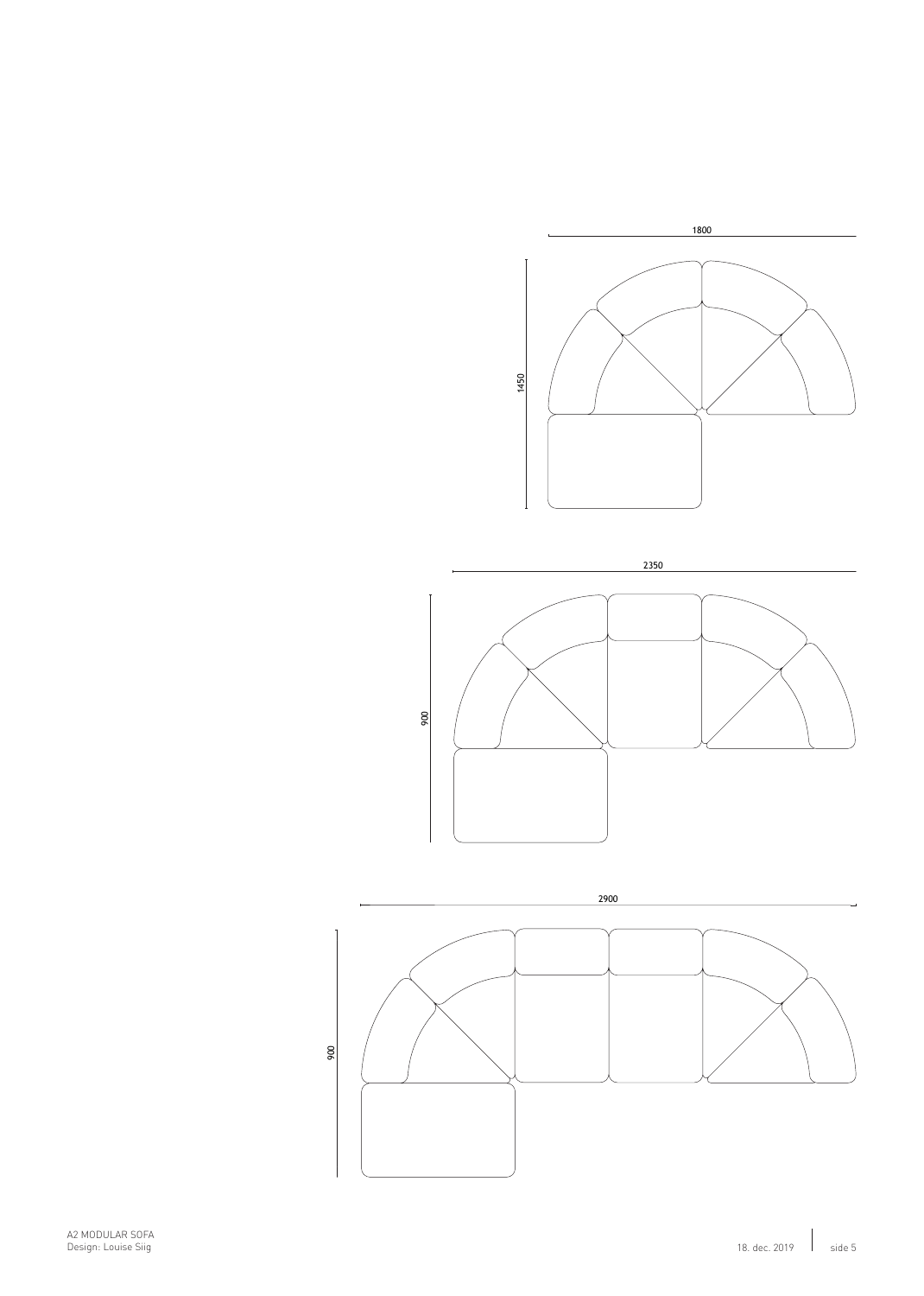1800

1450

2350

900

2900

900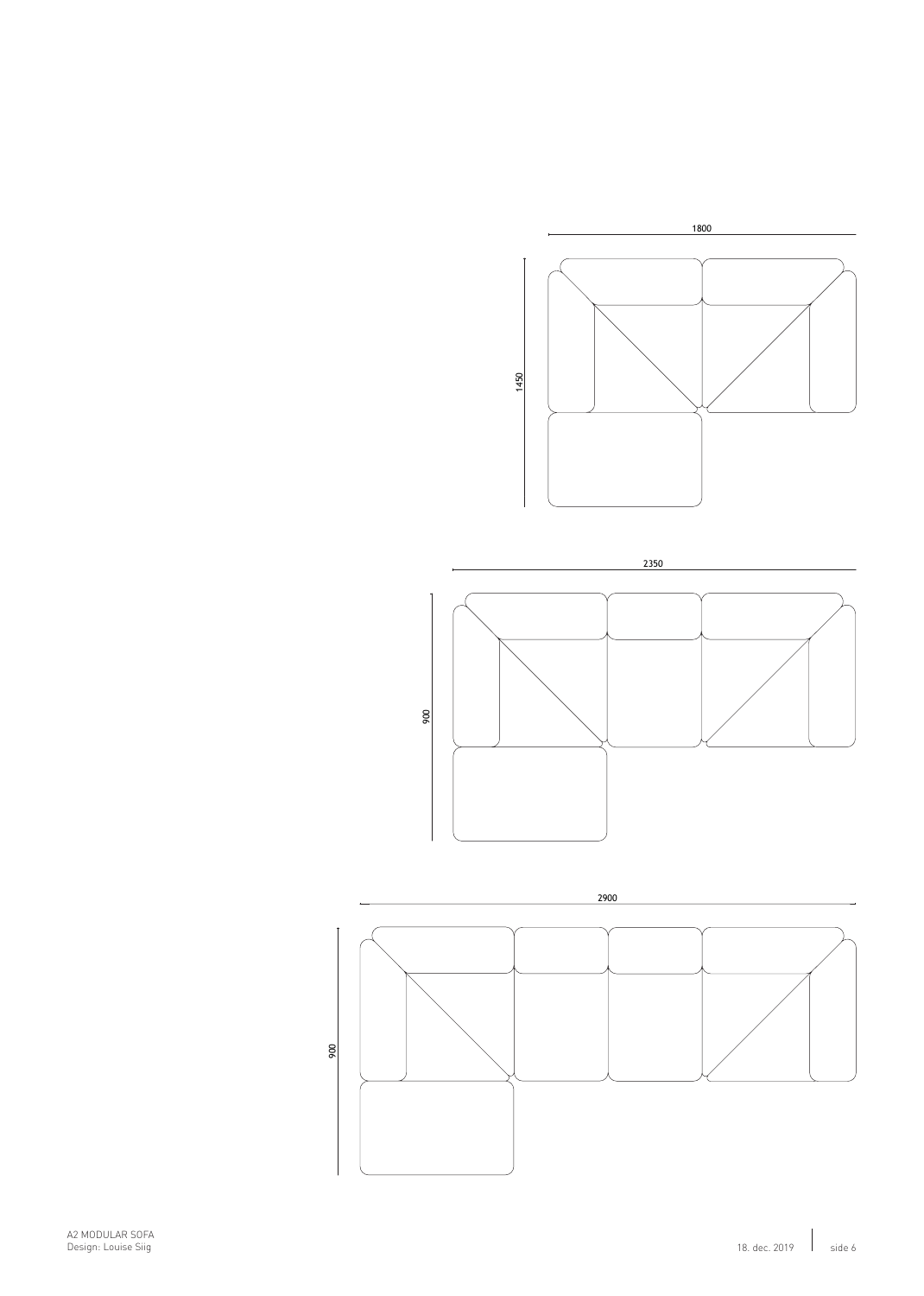1800

1450

2350

900

2900

900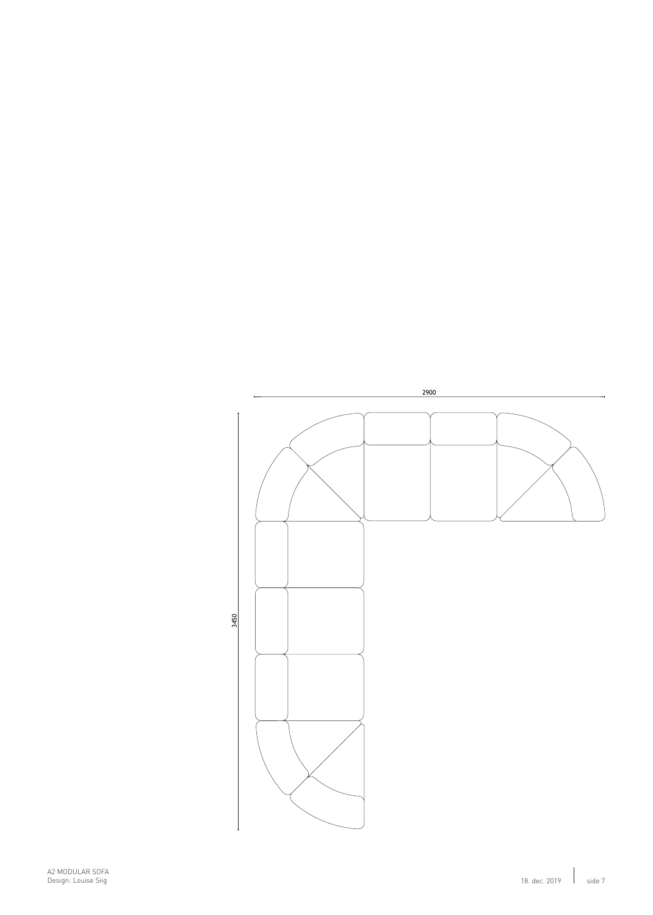2900

3450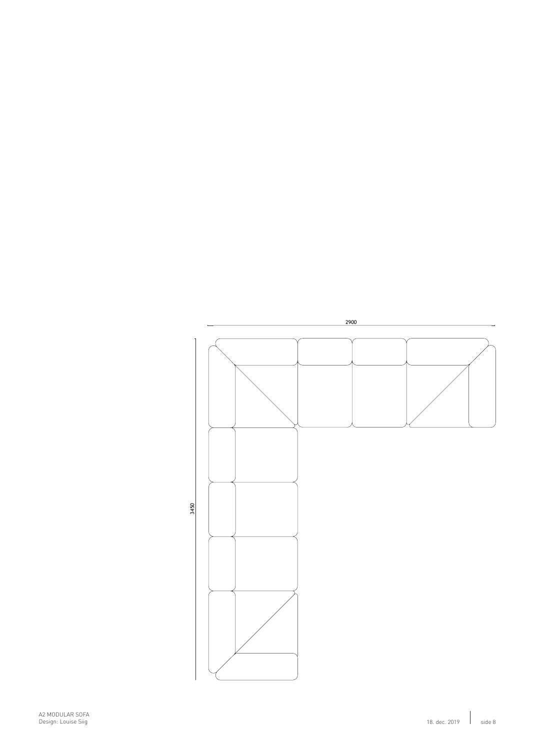2900

3450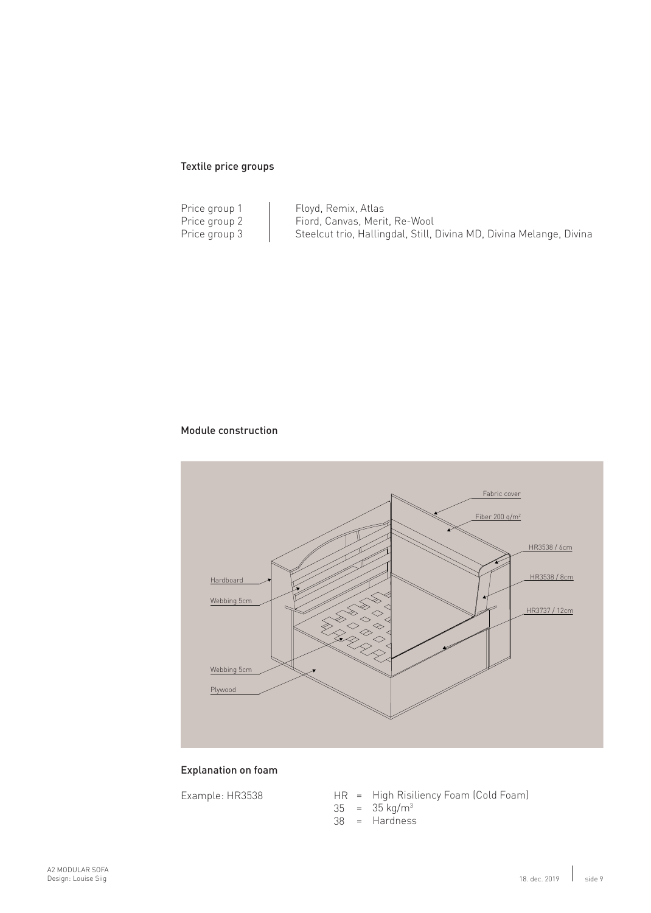## Textile price groups

| | |
|---|---|
| Price group 1 | Floyd, Remix, Atlas |
| Price group 2 | Fiord, Canvas, Merit, Re-Wool |
| Price group 3 | Steelcut trio, Hallingdal, Still, Divina MD, Divina Melange, Divina |

## Module construction

Fabric cover

Fiber 200 g/m²

HR3538 / 6cm

HR3538 / 8cm

HR3737 / 12cm

Hardboard

Webbing 5cm

Webbing 5cm

Plywood

## Explanation on foam

Example: HR3538

HR = High Risiliency Foam (Cold Foam)

35 = 35 kg/m³

38 = Hardness